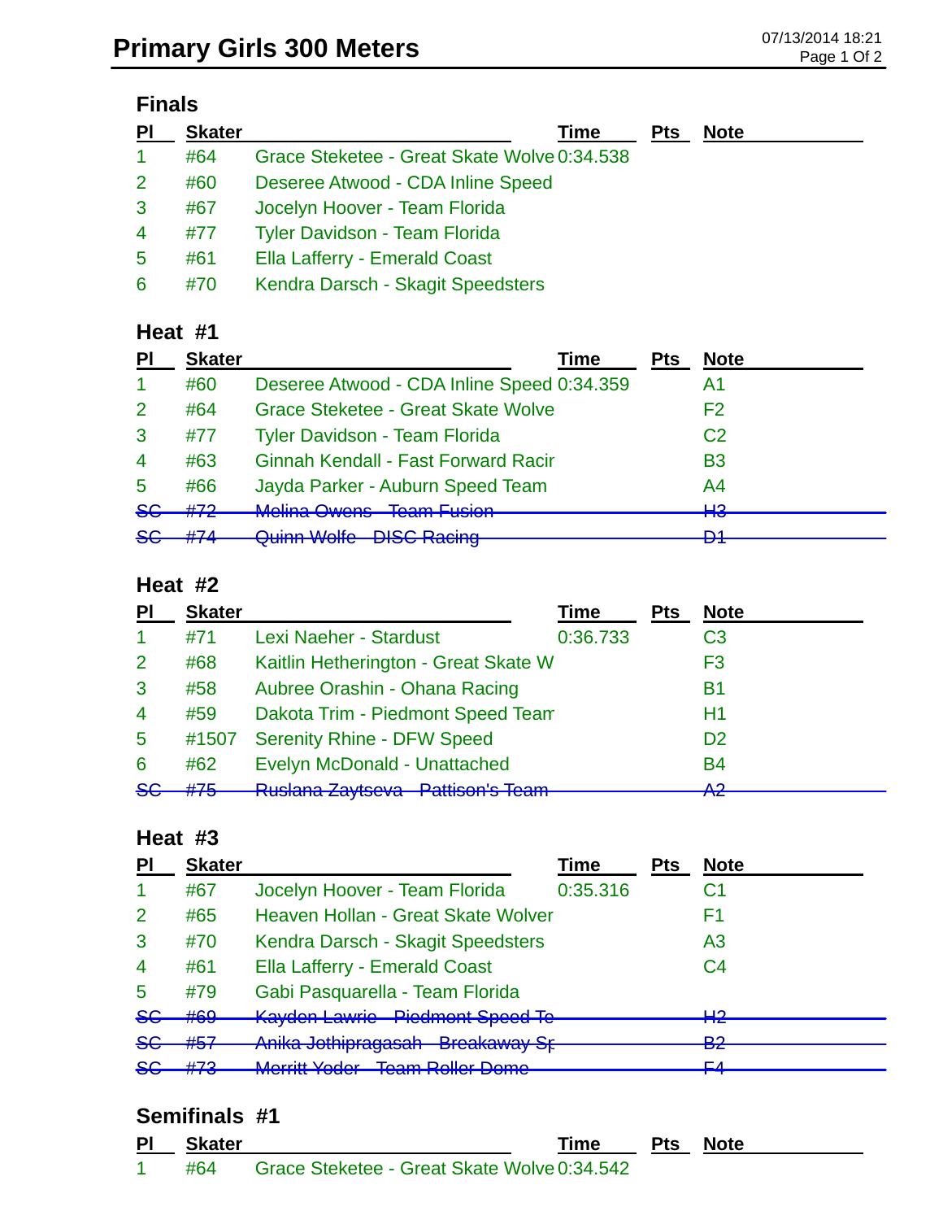# Primary Girls 300 Meters

07/13/2014 18:21

## Finals

| Pl | Skater | | Time | Pts | Note |
|---|---|---|---|---|---|
| 1 | #64 | Grace Steketee - Great Skate Wolve | 0:34.538 | | |
| 2 | #60 | Deseree Atwood - CDA Inline Speed | | | |
| 3 | #67 | Jocelyn Hoover - Team Florida | | | |
| 4 | #77 | Tyler Davidson - Team Florida | | | |
| 5 | #61 | Ella Lafferry - Emerald Coast | | | |
| 6 | #70 | Kendra Darsch - Skagit Speedsters | | | |

## Heat #1

| Pl | Skater | | Time | Pts | Note |
|---|---|---|---|---|---|
| 1 | #60 | Deseree Atwood - CDA Inline Speed | 0:34.359 | | A1 |
| 2 | #64 | Grace Steketee - Great Skate Wolve | | | F2 |
| 3 | #77 | Tyler Davidson - Team Florida | | | C2 |
| 4 | #63 | Ginnah Kendall - Fast Forward Racir | | | B3 |
| 5 | #66 | Jayda Parker - Auburn Speed Team | | | A4 |
| ~~SC~~ | ~~#72~~ | ~~Melina Owens - Team Fusion~~ | | | ~~H3~~ |
| ~~SC~~ | ~~#74~~ | ~~Quinn Wolfe - DISC Racing~~ | | | ~~D1~~ |

## Heat #2

| Pl | Skater | | Time | Pts | Note |
|---|---|---|---|---|---|
| 1 | #71 | Lexi Naeher - Stardust | 0:36.733 | | C3 |
| 2 | #68 | Kaitlin Hetherington - Great Skate W | | | F3 |
| 3 | #58 | Aubree Orashin - Ohana Racing | | | B1 |
| 4 | #59 | Dakota Trim - Piedmont Speed Team | | | H1 |
| 5 | #1507 | Serenity Rhine - DFW Speed | | | D2 |
| 6 | #62 | Evelyn McDonald - Unattached | | | B4 |
| ~~SC~~ | ~~#75~~ | ~~Ruslana Zaytseva - Pattison's Team~~ | | | ~~A2~~ |

## Heat #3

| Pl | Skater | | Time | Pts | Note |
|---|---|---|---|---|---|
| 1 | #67 | Jocelyn Hoover - Team Florida | 0:35.316 | | C1 |
| 2 | #65 | Heaven Hollan - Great Skate Wolver | | | F1 |
| 3 | #70 | Kendra Darsch - Skagit Speedsters | | | A3 |
| 4 | #61 | Ella Lafferry - Emerald Coast | | | C4 |
| 5 | #79 | Gabi Pasquarella - Team Florida | | | |
| ~~SC~~ | ~~#69~~ | ~~Kayden Lawrie - Piedmont Speed Te~~ | | | ~~H2~~ |
| ~~SC~~ | ~~#57~~ | ~~Anika Jothipragasah - Breakaway Sp~~ | | | ~~B2~~ |
| ~~SC~~ | ~~#73~~ | ~~Merritt Yoder - Team Roller Dome~~ | | | ~~F4~~ |

## Semifinals #1

| Pl | Skater | | Time | Pts | Note |
|---|---|---|---|---|---|
| 1 | #64 | Grace Steketee - Great Skate Wolve | 0:34.542 | | |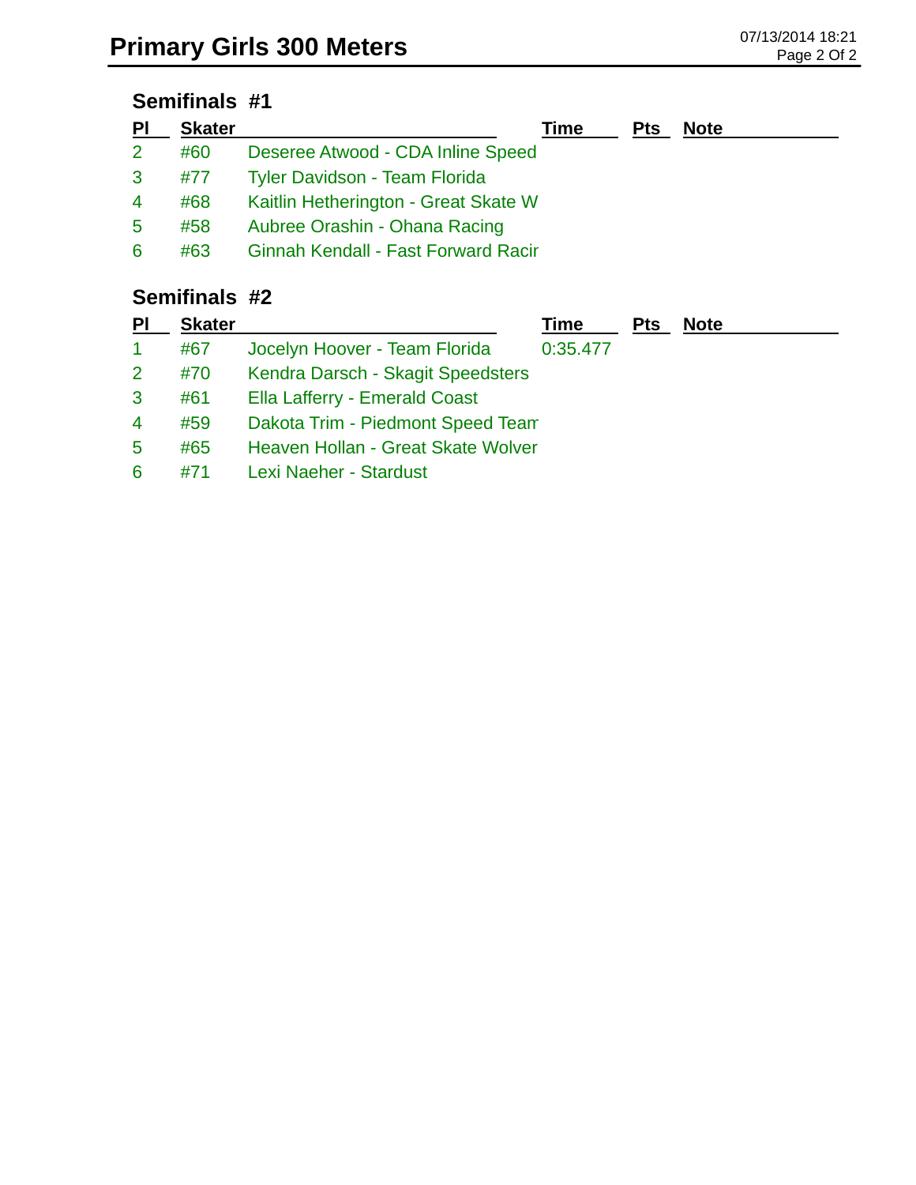# Primary Girls 300 Meters

07/13/2014 18:21

## Semifinals #1

| Pl | Skater | | Time | Pts | Note |
|---|---|---|---|---|---|
| 2 | #60 | Deseree Atwood - CDA Inline Speed | | | |
| 3 | #77 | Tyler Davidson - Team Florida | | | |
| 4 | #68 | Kaitlin Hetherington - Great Skate W | | | |
| 5 | #58 | Aubree Orashin - Ohana Racing | | | |
| 6 | #63 | Ginnah Kendall - Fast Forward Racir | | | |

## Semifinals #2

| Pl | Skater | | Time | Pts | Note |
|---|---|---|---|---|---|
| 1 | #67 | Jocelyn Hoover - Team Florida | 0:35.477 | | |
| 2 | #70 | Kendra Darsch - Skagit Speedsters | | | |
| 3 | #61 | Ella Lafferry - Emerald Coast | | | |
| 4 | #59 | Dakota Trim - Piedmont Speed Tean | | | |
| 5 | #65 | Heaven Hollan - Great Skate Wolver | | | |
| 6 | #71 | Lexi Naeher - Stardust | | | |